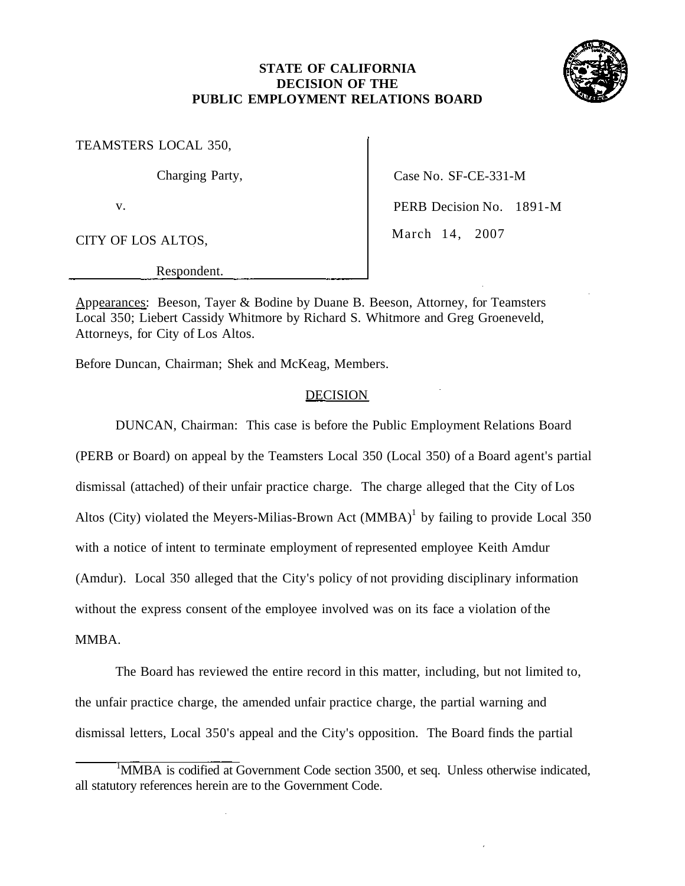**STATE OF CALIFORNIA**
**DECISION OF THE**
**PUBLIC EMPLOYMENT RELATIONS BOARD**

| | |
|---|---|
| TEAMSTERS LOCAL 350, | |
| Charging Party, | Case No. SF-CE-331-M |
| v. | PERB Decision No. 1891-M |
| CITY OF LOS ALTOS, | March 14, 2007 |
| Respondent. | |

Appearances: Beeson, Tayer & Bodine by Duane B. Beeson, Attorney, for Teamsters Local 350; Liebert Cassidy Whitmore by Richard S. Whitmore and Greg Groeneveld, Attorneys, for City of Los Altos.

Before Duncan, Chairman; Shek and McKeag, Members.

## DECISION

DUNCAN, Chairman: This case is before the Public Employment Relations Board (PERB or Board) on appeal by the Teamsters Local 350 (Local 350) of a Board agent's partial dismissal (attached) of their unfair practice charge. The charge alleged that the City of Los Altos (City) violated the Meyers-Milias-Brown Act (MMBA)[1] by failing to provide Local 350 with a notice of intent to terminate employment of represented employee Keith Amdur (Amdur). Local 350 alleged that the City's policy of not providing disciplinary information without the express consent of the employee involved was on its face a violation of the MMBA.

The Board has reviewed the entire record in this matter, including, but not limited to, the unfair practice charge, the amended unfair practice charge, the partial warning and dismissal letters, Local 350's appeal and the City's opposition. The Board finds the partial

---

[1] MMBA is codified at Government Code section 3500, et seq. Unless otherwise indicated, all statutory references herein are to the Government Code.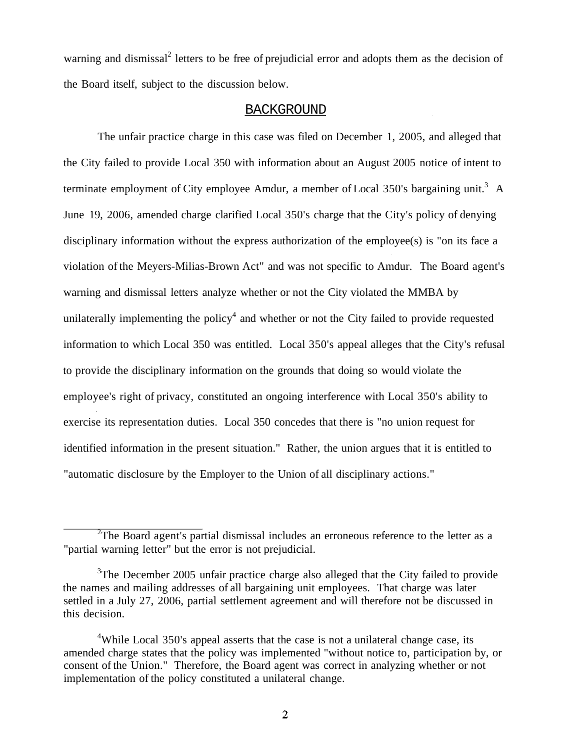warning and dismissal[2] letters to be free of prejudicial error and adopts them as the decision of the Board itself, subject to the discussion below.

## BACKGROUND

The unfair practice charge in this case was filed on December 1, 2005, and alleged that the City failed to provide Local 350 with information about an August 2005 notice of intent to terminate employment of City employee Amdur, a member of Local 350's bargaining unit.[3] A June 19, 2006, amended charge clarified Local 350's charge that the City's policy of denying disciplinary information without the express authorization of the employee(s) is "on its face a violation of the Meyers-Milias-Brown Act" and was not specific to Amdur. The Board agent's warning and dismissal letters analyze whether or not the City violated the MMBA by unilaterally implementing the policy[4] and whether or not the City failed to provide requested information to which Local 350 was entitled. Local 350's appeal alleges that the City's refusal to provide the disciplinary information on the grounds that doing so would violate the employee's right of privacy, constituted an ongoing interference with Local 350's ability to exercise its representation duties. Local 350 concedes that there is "no union request for identified information in the present situation." Rather, the union argues that it is entitled to "automatic disclosure by the Employer to the Union of all disciplinary actions."

---

[2]The Board agent's partial dismissal includes an erroneous reference to the letter as a "partial warning letter" but the error is not prejudicial.

[3]The December 2005 unfair practice charge also alleged that the City failed to provide the names and mailing addresses of all bargaining unit employees. That charge was later settled in a July 27, 2006, partial settlement agreement and will therefore not be discussed in this decision.

[4]While Local 350's appeal asserts that the case is not a unilateral change case, its amended charge states that the policy was implemented "without notice to, participation by, or consent of the Union." Therefore, the Board agent was correct in analyzing whether or not implementation of the policy constituted a unilateral change.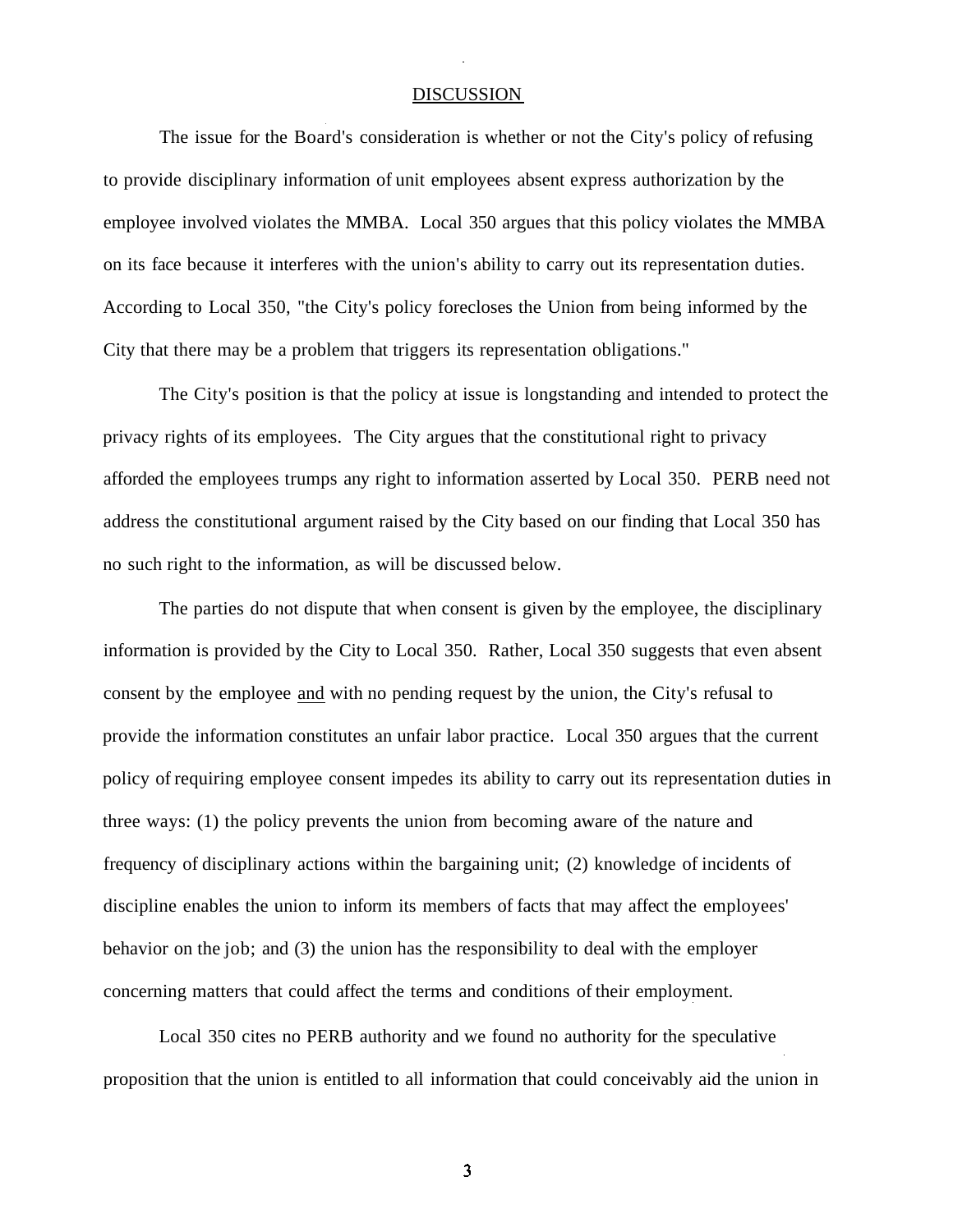## DISCUSSION

The issue for the Board's consideration is whether or not the City's policy of refusing to provide disciplinary information of unit employees absent express authorization by the employee involved violates the MMBA. Local 350 argues that this policy violates the MMBA on its face because it interferes with the union's ability to carry out its representation duties. According to Local 350, "the City's policy forecloses the Union from being informed by the City that there may be a problem that triggers its representation obligations."

The City's position is that the policy at issue is longstanding and intended to protect the privacy rights of its employees. The City argues that the constitutional right to privacy afforded the employees trumps any right to information asserted by Local 350. PERB need not address the constitutional argument raised by the City based on our finding that Local 350 has no such right to the information, as will be discussed below.

The parties do not dispute that when consent is given by the employee, the disciplinary information is provided by the City to Local 350. Rather, Local 350 suggests that even absent consent by the employee <u>and</u> with no pending request by the union, the City's refusal to provide the information constitutes an unfair labor practice. Local 350 argues that the current policy of requiring employee consent impedes its ability to carry out its representation duties in three ways: (1) the policy prevents the union from becoming aware of the nature and frequency of disciplinary actions within the bargaining unit; (2) knowledge of incidents of discipline enables the union to inform its members of facts that may affect the employees' behavior on the job; and (3) the union has the responsibility to deal with the employer concerning matters that could affect the terms and conditions of their employment.

Local 350 cites no PERB authority and we found no authority for the speculative proposition that the union is entitled to all information that could conceivably aid the union in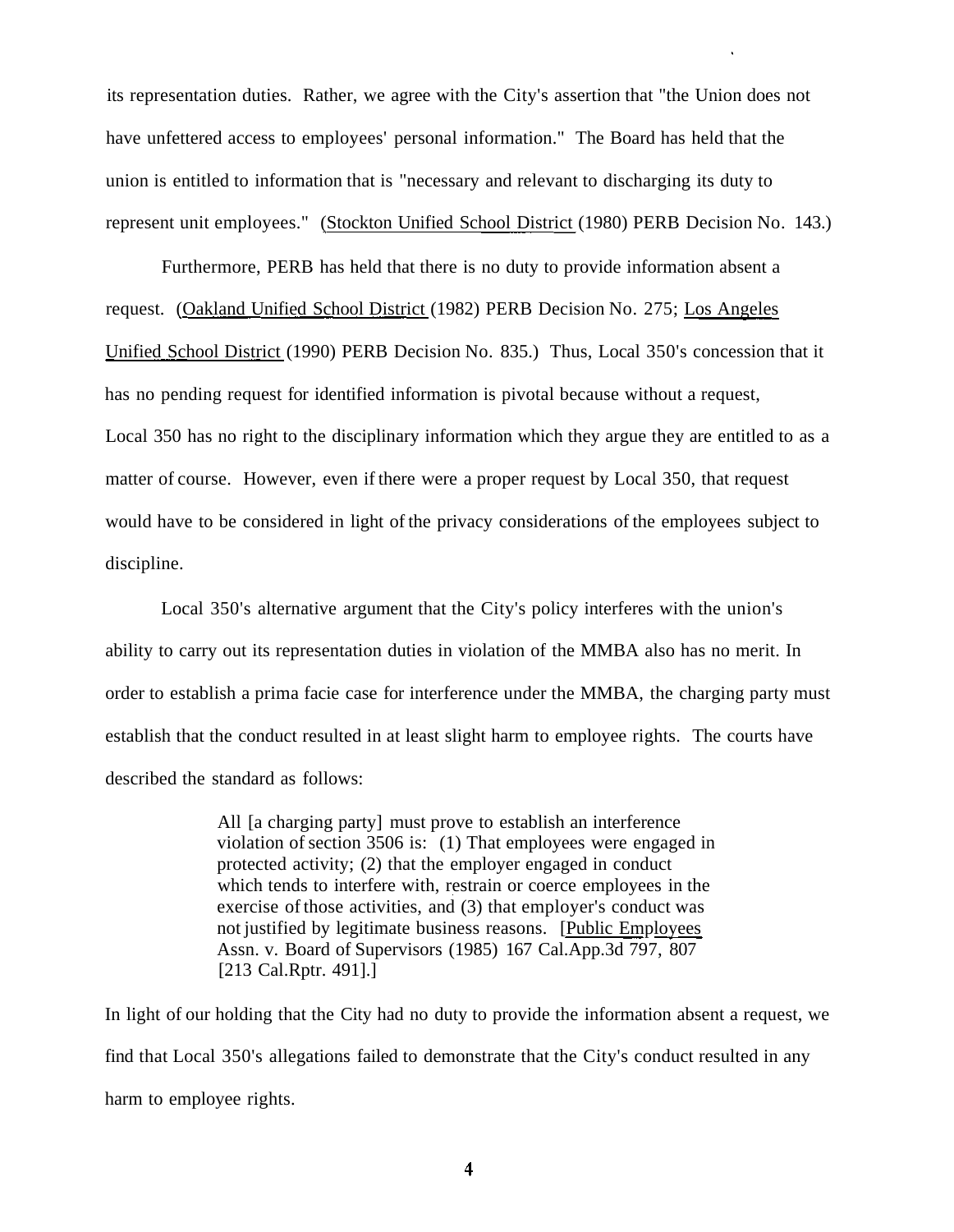its representation duties. Rather, we agree with the City's assertion that "the Union does not have unfettered access to employees' personal information." The Board has held that the union is entitled to information that is "necessary and relevant to discharging its duty to represent unit employees." (Stockton Unified School District (1980) PERB Decision No. 143.)

Furthermore, PERB has held that there is no duty to provide information absent a request. (Oakland Unified School District (1982) PERB Decision No. 275; Los Angeles Unified School District (1990) PERB Decision No. 835.) Thus, Local 350's concession that it has no pending request for identified information is pivotal because without a request, Local 350 has no right to the disciplinary information which they argue they are entitled to as a matter of course. However, even if there were a proper request by Local 350, that request would have to be considered in light of the privacy considerations of the employees subject to discipline.

Local 350's alternative argument that the City's policy interferes with the union's ability to carry out its representation duties in violation of the MMBA also has no merit. In order to establish a prima facie case for interference under the MMBA, the charging party must establish that the conduct resulted in at least slight harm to employee rights. The courts have described the standard as follows:

> All [a charging party] must prove to establish an interference violation of section 3506 is: (1) That employees were engaged in protected activity; (2) that the employer engaged in conduct which tends to interfere with, restrain or coerce employees in the exercise of those activities, and (3) that employer's conduct was not justified by legitimate business reasons. [Public Employees Assn. v. Board of Supervisors (1985) 167 Cal.App.3d 797, 807 [213 Cal.Rptr. 491].]

In light of our holding that the City had no duty to provide the information absent a request, we find that Local 350's allegations failed to demonstrate that the City's conduct resulted in any harm to employee rights.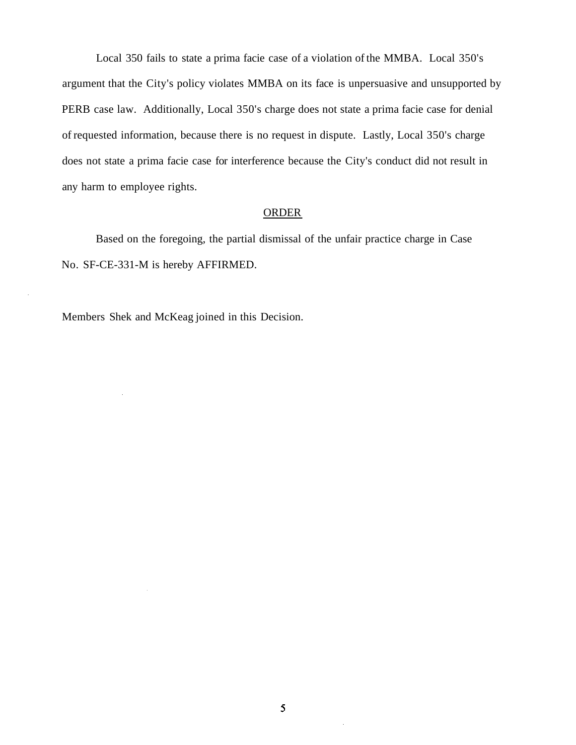Local 350 fails to state a prima facie case of a violation of the MMBA. Local 350's argument that the City's policy violates MMBA on its face is unpersuasive and unsupported by PERB case law. Additionally, Local 350's charge does not state a prima facie case for denial of requested information, because there is no request in dispute. Lastly, Local 350's charge does not state a prima facie case for interference because the City's conduct did not result in any harm to employee rights.

## ORDER

Based on the foregoing, the partial dismissal of the unfair practice charge in Case No. SF-CE-331-M is hereby AFFIRMED.

Members Shek and McKeag joined in this Decision.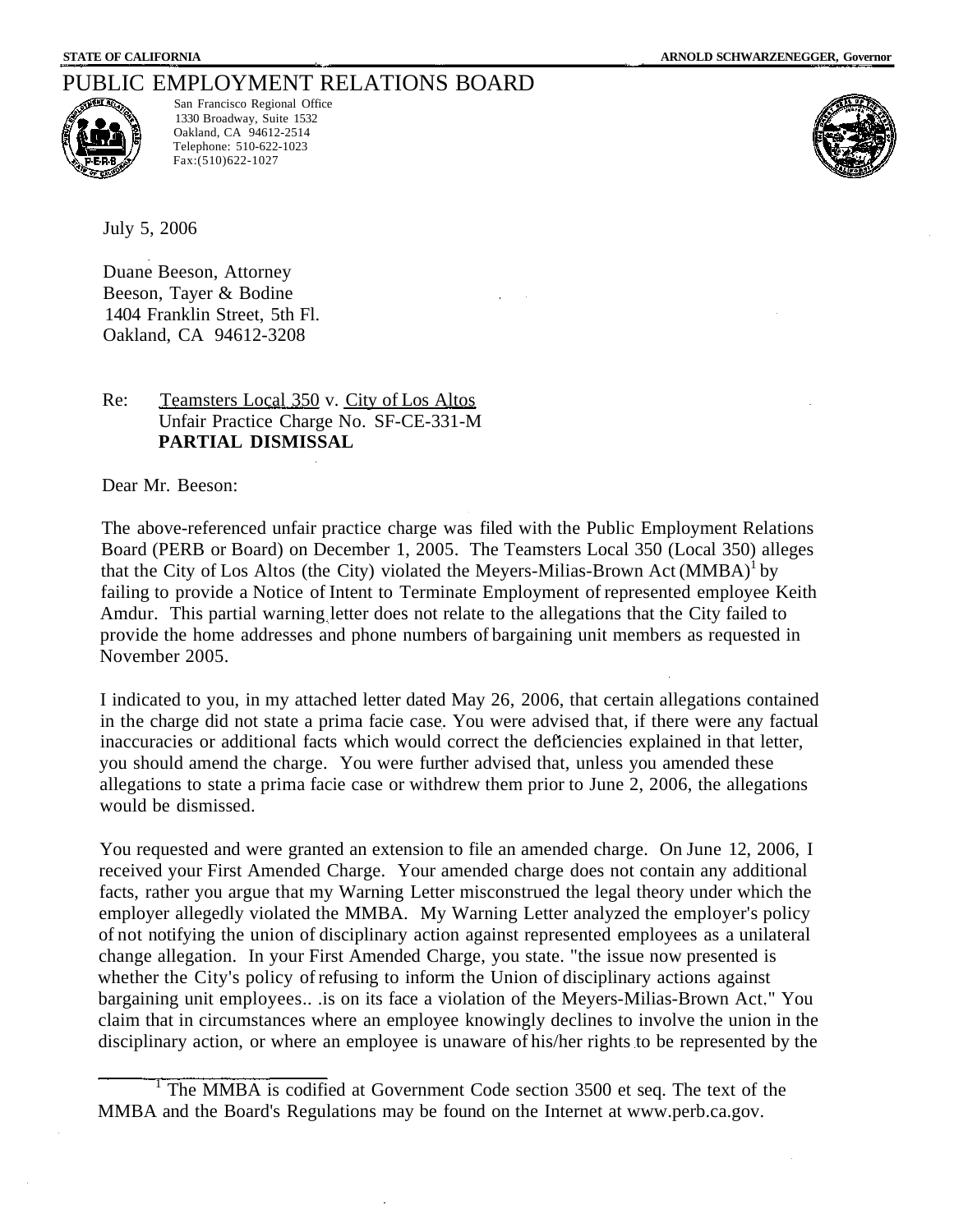STATE OF CALIFORNIA ARNOLD SCHWARZENEGGER, Governor

# PUBLIC EMPLOYMENT RELATIONS BOARD

San Francisco Regional Office
1330 Broadway, Suite 1532
Oakland, CA 94612-2514
Telephone: 510-622-1023
Fax:(510)622-1027

July 5, 2006

Duane Beeson, Attorney
Beeson, Tayer & Bodine
1404 Franklin Street, 5th Fl.
Oakland, CA 94612-3208

Re: Teamsters Local 350 v. City of Los Altos
Unfair Practice Charge No. SF-CE-331-M
**PARTIAL DISMISSAL**

Dear Mr. Beeson:

The above-referenced unfair practice charge was filed with the Public Employment Relations Board (PERB or Board) on December 1, 2005. The Teamsters Local 350 (Local 350) alleges that the City of Los Altos (the City) violated the Meyers-Milias-Brown Act (MMBA)[1] by failing to provide a Notice of Intent to Terminate Employment of represented employee Keith Amdur. This partial warning letter does not relate to the allegations that the City failed to provide the home addresses and phone numbers of bargaining unit members as requested in November 2005.

I indicated to you, in my attached letter dated May 26, 2006, that certain allegations contained in the charge did not state a prima facie case. You were advised that, if there were any factual inaccuracies or additional facts which would correct the deficiencies explained in that letter, you should amend the charge. You were further advised that, unless you amended these allegations to state a prima facie case or withdrew them prior to June 2, 2006, the allegations would be dismissed.

You requested and were granted an extension to file an amended charge. On June 12, 2006, I received your First Amended Charge. Your amended charge does not contain any additional facts, rather you argue that my Warning Letter misconstrued the legal theory under which the employer allegedly violated the MMBA. My Warning Letter analyzed the employer's policy of not notifying the union of disciplinary action against represented employees as a unilateral change allegation. In your First Amended Charge, you state. "the issue now presented is whether the City's policy of refusing to inform the Union of disciplinary actions against bargaining unit employees.. .is on its face a violation of the Meyers-Milias-Brown Act." You claim that in circumstances where an employee knowingly declines to involve the union in the disciplinary action, or where an employee is unaware of his/her rights to be represented by the

[1] The MMBA is codified at Government Code section 3500 et seq. The text of the MMBA and the Board's Regulations may be found on the Internet at www.perb.ca.gov.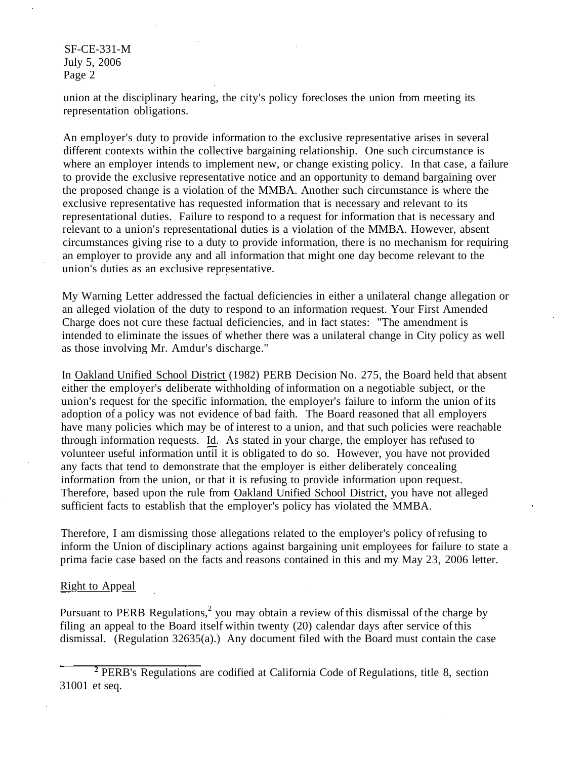union at the disciplinary hearing, the city's policy forecloses the union from meeting its representation obligations.

An employer's duty to provide information to the exclusive representative arises in several different contexts within the collective bargaining relationship. One such circumstance is where an employer intends to implement new, or change existing policy. In that case, a failure to provide the exclusive representative notice and an opportunity to demand bargaining over the proposed change is a violation of the MMBA. Another such circumstance is where the exclusive representative has requested information that is necessary and relevant to its representational duties. Failure to respond to a request for information that is necessary and relevant to a union's representational duties is a violation of the MMBA. However, absent circumstances giving rise to a duty to provide information, there is no mechanism for requiring an employer to provide any and all information that might one day become relevant to the union's duties as an exclusive representative.

My Warning Letter addressed the factual deficiencies in either a unilateral change allegation or an alleged violation of the duty to respond to an information request. Your First Amended Charge does not cure these factual deficiencies, and in fact states: "The amendment is intended to eliminate the issues of whether there was a unilateral change in City policy as well as those involving Mr. Amdur's discharge."

In Oakland Unified School District (1982) PERB Decision No. 275, the Board held that absent either the employer's deliberate withholding of information on a negotiable subject, or the union's request for the specific information, the employer's failure to inform the union of its adoption of a policy was not evidence of bad faith. The Board reasoned that all employers have many policies which may be of interest to a union, and that such policies were reachable through information requests. Id. As stated in your charge, the employer has refused to volunteer useful information until it is obligated to do so. However, you have not provided any facts that tend to demonstrate that the employer is either deliberately concealing information from the union, or that it is refusing to provide information upon request. Therefore, based upon the rule from Oakland Unified School District, you have not alleged sufficient facts to establish that the employer's policy has violated the MMBA.

Therefore, I am dismissing those allegations related to the employer's policy of refusing to inform the Union of disciplinary actions against bargaining unit employees for failure to state a prima facie case based on the facts and reasons contained in this and my May 23, 2006 letter.

## Right to Appeal

Pursuant to PERB Regulations,[2] you may obtain a review of this dismissal of the charge by filing an appeal to the Board itself within twenty (20) calendar days after service of this dismissal. (Regulation 32635(a).) Any document filed with the Board must contain the case

[2] PERB's Regulations are codified at California Code of Regulations, title 8, section 31001 et seq.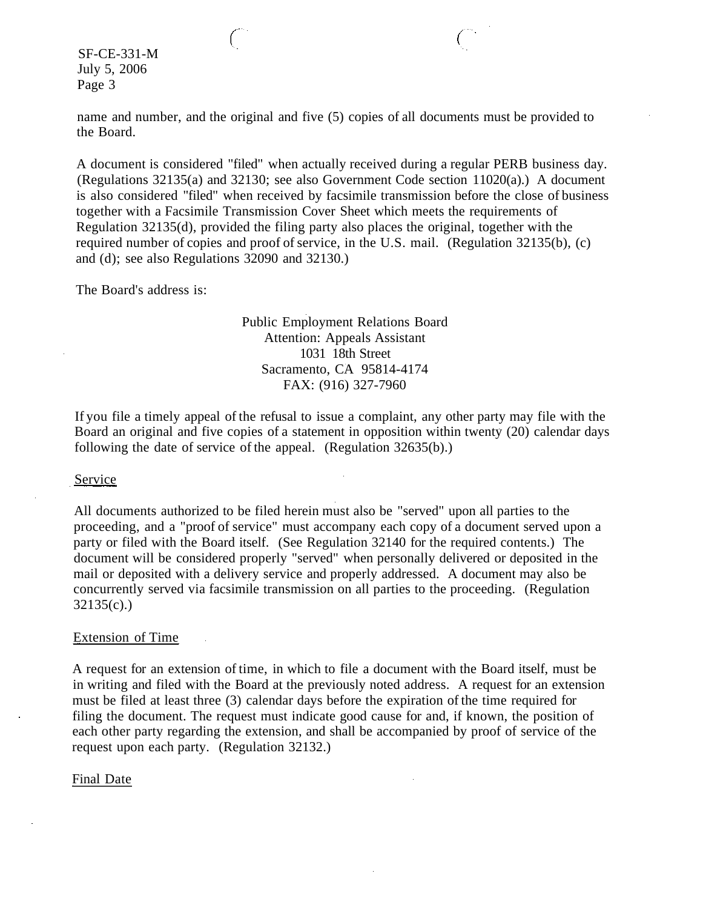name and number, and the original and five (5) copies of all documents must be provided to the Board.

A document is considered "filed" when actually received during a regular PERB business day. (Regulations 32135(a) and 32130; see also Government Code section 11020(a).) A document is also considered "filed" when received by facsimile transmission before the close of business together with a Facsimile Transmission Cover Sheet which meets the requirements of Regulation 32135(d), provided the filing party also places the original, together with the required number of copies and proof of service, in the U.S. mail. (Regulation 32135(b), (c) and (d); see also Regulations 32090 and 32130.)

The Board's address is:

Public Employment Relations Board
Attention: Appeals Assistant
1031 18th Street
Sacramento, CA 95814-4174
FAX: (916) 327-7960

If you file a timely appeal of the refusal to issue a complaint, any other party may file with the Board an original and five copies of a statement in opposition within twenty (20) calendar days following the date of service of the appeal. (Regulation 32635(b).)

## Service

All documents authorized to be filed herein must also be "served" upon all parties to the proceeding, and a "proof of service" must accompany each copy of a document served upon a party or filed with the Board itself. (See Regulation 32140 for the required contents.) The document will be considered properly "served" when personally delivered or deposited in the mail or deposited with a delivery service and properly addressed. A document may also be concurrently served via facsimile transmission on all parties to the proceeding. (Regulation 32135(c).)

## Extension of Time

A request for an extension of time, in which to file a document with the Board itself, must be in writing and filed with the Board at the previously noted address. A request for an extension must be filed at least three (3) calendar days before the expiration of the time required for filing the document. The request must indicate good cause for and, if known, the position of each other party regarding the extension, and shall be accompanied by proof of service of the request upon each party. (Regulation 32132.)

## Final Date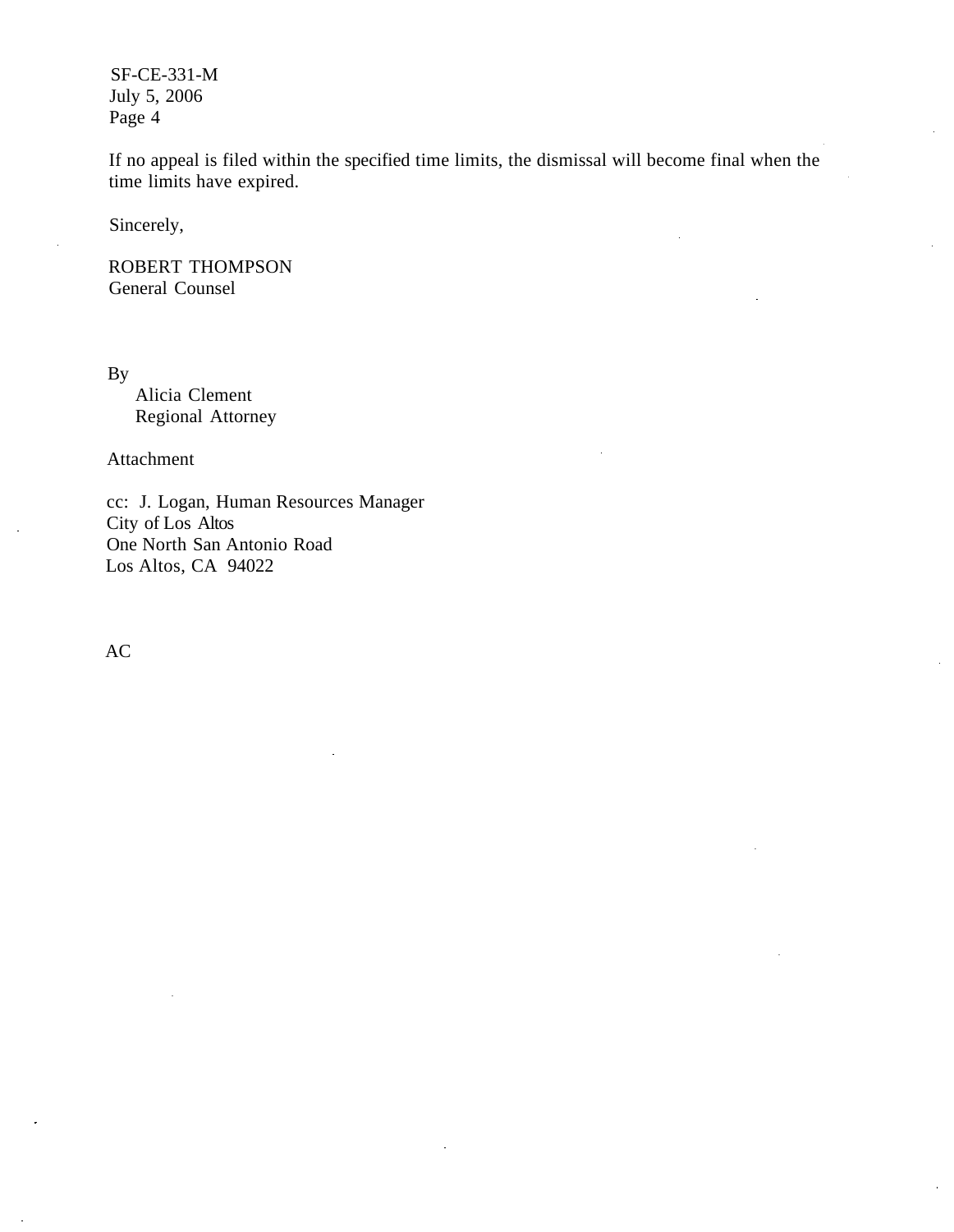If no appeal is filed within the specified time limits, the dismissal will become final when the time limits have expired.

Sincerely,

ROBERT THOMPSON
General Counsel

By
Alicia Clement
Regional Attorney

Attachment

cc: J. Logan, Human Resources Manager
City of Los Altos
One North San Antonio Road
Los Altos, CA 94022

AC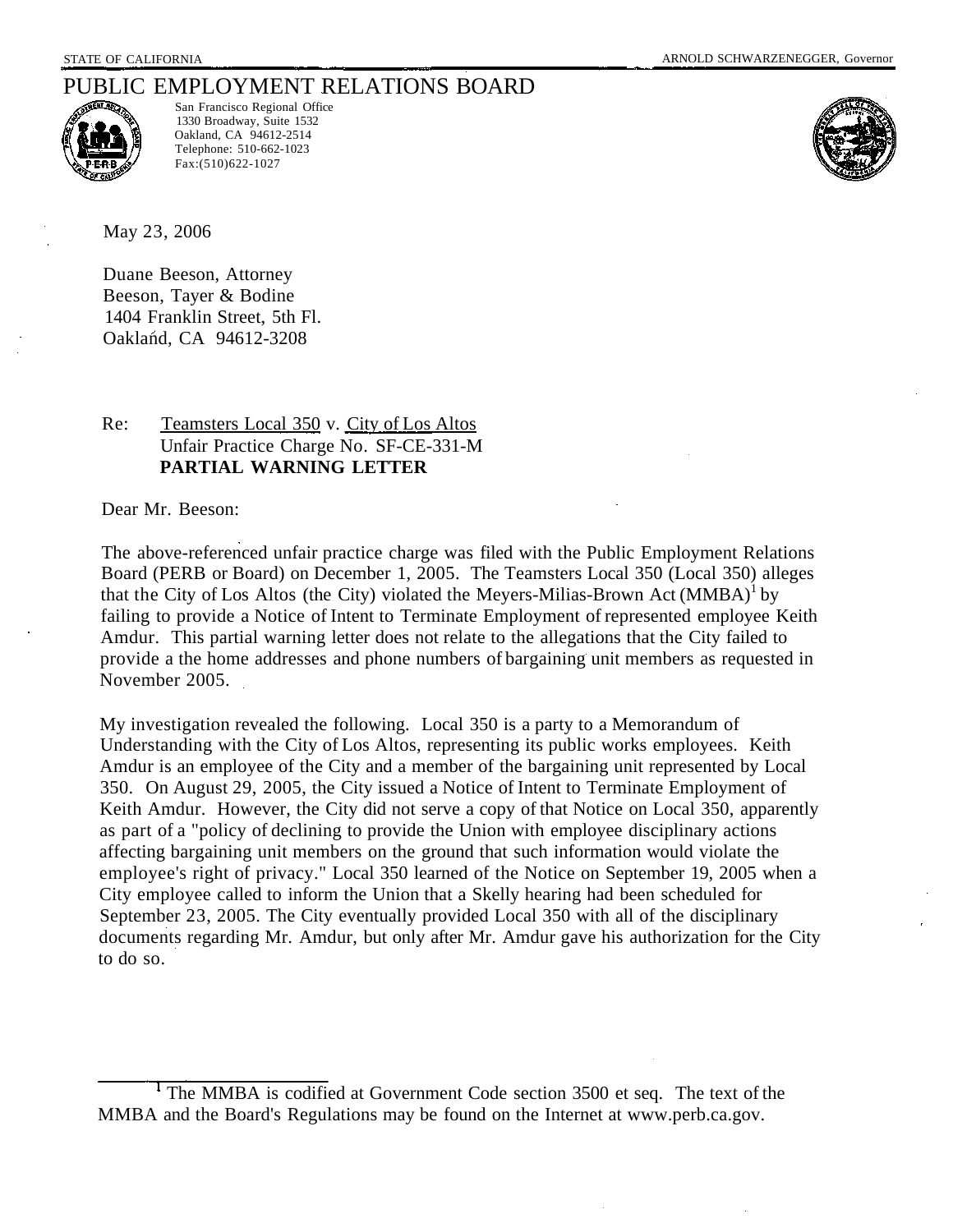STATE OF CALIFORNIA ARNOLD SCHWARZENEGGER, Governor

# PUBLIC EMPLOYMENT RELATIONS BOARD

San Francisco Regional Office
1330 Broadway, Suite 1532
Oakland, CA 94612-2514
Telephone: 510-662-1023
Fax:(510)622-1027

May 23, 2006

Duane Beeson, Attorney
Beeson, Tayer & Bodine
1404 Franklin Street, 5th Fl.
Oakland, CA 94612-3208

Re: Teamsters Local 350 v. City of Los Altos
Unfair Practice Charge No. SF-CE-331-M
**PARTIAL WARNING LETTER**

Dear Mr. Beeson:

The above-referenced unfair practice charge was filed with the Public Employment Relations Board (PERB or Board) on December 1, 2005. The Teamsters Local 350 (Local 350) alleges that the City of Los Altos (the City) violated the Meyers-Milias-Brown Act (MMBA)[1] by failing to provide a Notice of Intent to Terminate Employment of represented employee Keith Amdur. This partial warning letter does not relate to the allegations that the City failed to provide a the home addresses and phone numbers of bargaining unit members as requested in November 2005.

My investigation revealed the following. Local 350 is a party to a Memorandum of Understanding with the City of Los Altos, representing its public works employees. Keith Amdur is an employee of the City and a member of the bargaining unit represented by Local 350. On August 29, 2005, the City issued a Notice of Intent to Terminate Employment of Keith Amdur. However, the City did not serve a copy of that Notice on Local 350, apparently as part of a "policy of declining to provide the Union with employee disciplinary actions affecting bargaining unit members on the ground that such information would violate the employee's right of privacy." Local 350 learned of the Notice on September 19, 2005 when a City employee called to inform the Union that a Skelly hearing had been scheduled for September 23, 2005. The City eventually provided Local 350 with all of the disciplinary documents regarding Mr. Amdur, but only after Mr. Amdur gave his authorization for the City to do so.

[1] The MMBA is codified at Government Code section 3500 et seq. The text of the MMBA and the Board's Regulations may be found on the Internet at www.perb.ca.gov.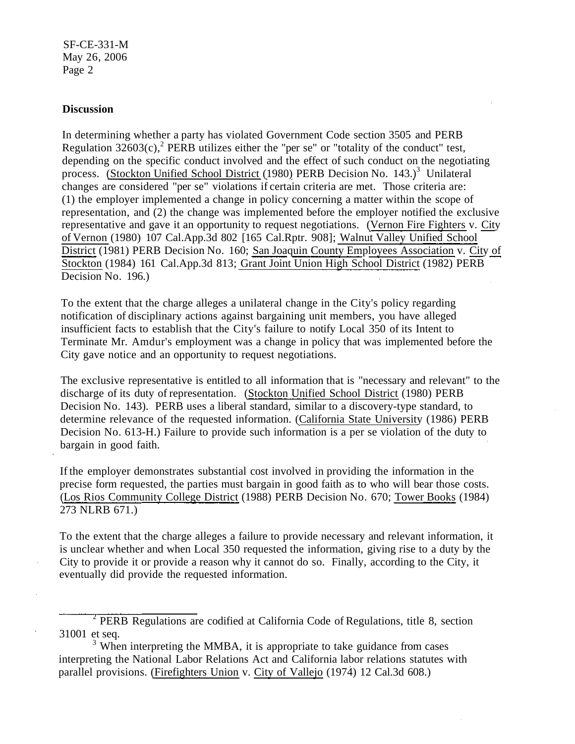SF-CE-331-M
May 26, 2006

**Discussion**

In determining whether a party has violated Government Code section 3505 and PERB Regulation 32603(c),[2] PERB utilizes either the "per se" or "totality of the conduct" test, depending on the specific conduct involved and the effect of such conduct on the negotiating process. (Stockton Unified School District (1980) PERB Decision No. 143.)[3] Unilateral changes are considered "per se" violations if certain criteria are met. Those criteria are: (1) the employer implemented a change in policy concerning a matter within the scope of representation, and (2) the change was implemented before the employer notified the exclusive representative and gave it an opportunity to request negotiations. (Vernon Fire Fighters v. City of Vernon (1980) 107 Cal.App.3d 802 [165 Cal.Rptr. 908]; Walnut Valley Unified School District (1981) PERB Decision No. 160; San Joaquin County Employees Association v. City of Stockton (1984) 161 Cal.App.3d 813; Grant Joint Union High School District (1982) PERB Decision No. 196.)

To the extent that the charge alleges a unilateral change in the City's policy regarding notification of disciplinary actions against bargaining unit members, you have alleged insufficient facts to establish that the City's failure to notify Local 350 of its Intent to Terminate Mr. Amdur's employment was a change in policy that was implemented before the City gave notice and an opportunity to request negotiations.

The exclusive representative is entitled to all information that is "necessary and relevant" to the discharge of its duty of representation. (Stockton Unified School District (1980) PERB Decision No. 143). PERB uses a liberal standard, similar to a discovery-type standard, to determine relevance of the requested information. (California State University (1986) PERB Decision No. 613-H.) Failure to provide such information is a per se violation of the duty to bargain in good faith.

If the employer demonstrates substantial cost involved in providing the information in the precise form requested, the parties must bargain in good faith as to who will bear those costs. (Los Rios Community College District (1988) PERB Decision No. 670; Tower Books (1984) 273 NLRB 671.)

To the extent that the charge alleges a failure to provide necessary and relevant information, it is unclear whether and when Local 350 requested the information, giving rise to a duty by the City to provide it or provide a reason why it cannot do so. Finally, according to the City, it eventually did provide the requested information.

---

[2] PERB Regulations are codified at California Code of Regulations, title 8, section 31001 et seq.

[3] When interpreting the MMBA, it is appropriate to take guidance from cases interpreting the National Labor Relations Act and California labor relations statutes with parallel provisions. (Firefighters Union v. City of Vallejo (1974) 12 Cal.3d 608.)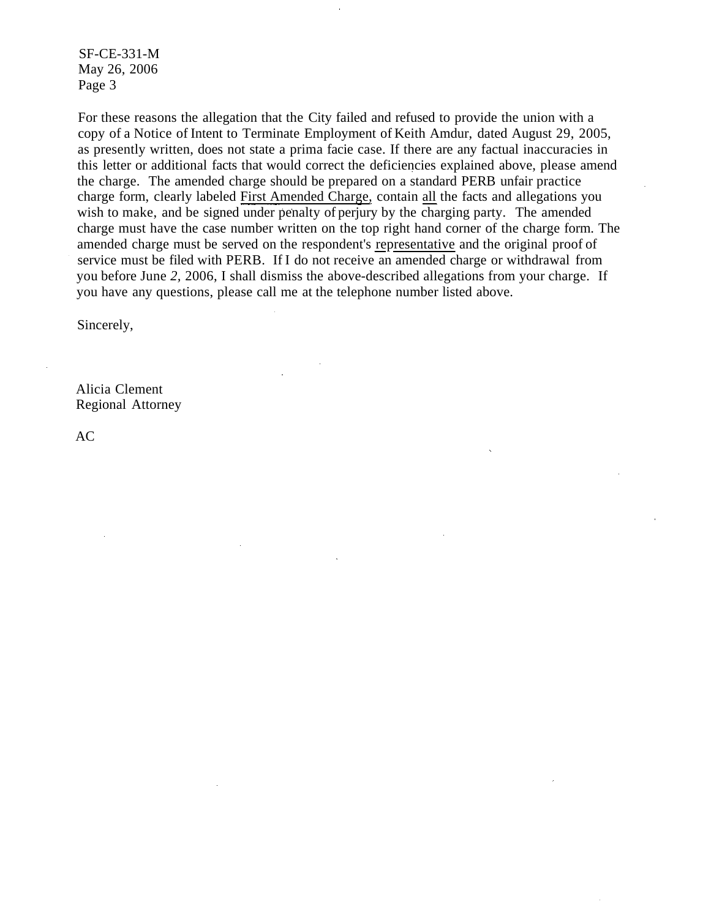For these reasons the allegation that the City failed and refused to provide the union with a copy of a Notice of Intent to Terminate Employment of Keith Amdur, dated August 29, 2005, as presently written, does not state a prima facie case. If there are any factual inaccuracies in this letter or additional facts that would correct the deficiencies explained above, please amend the charge. The amended charge should be prepared on a standard PERB unfair practice charge form, clearly labeled First Amended Charge, contain all the facts and allegations you wish to make, and be signed under penalty of perjury by the charging party. The amended charge must have the case number written on the top right hand corner of the charge form. The amended charge must be served on the respondent's representative and the original proof of service must be filed with PERB. If I do not receive an amended charge or withdrawal from you before June *2*, 2006, I shall dismiss the above-described allegations from your charge. If you have any questions, please call me at the telephone number listed above.

Sincerely,

Alicia Clement
Regional Attorney

AC